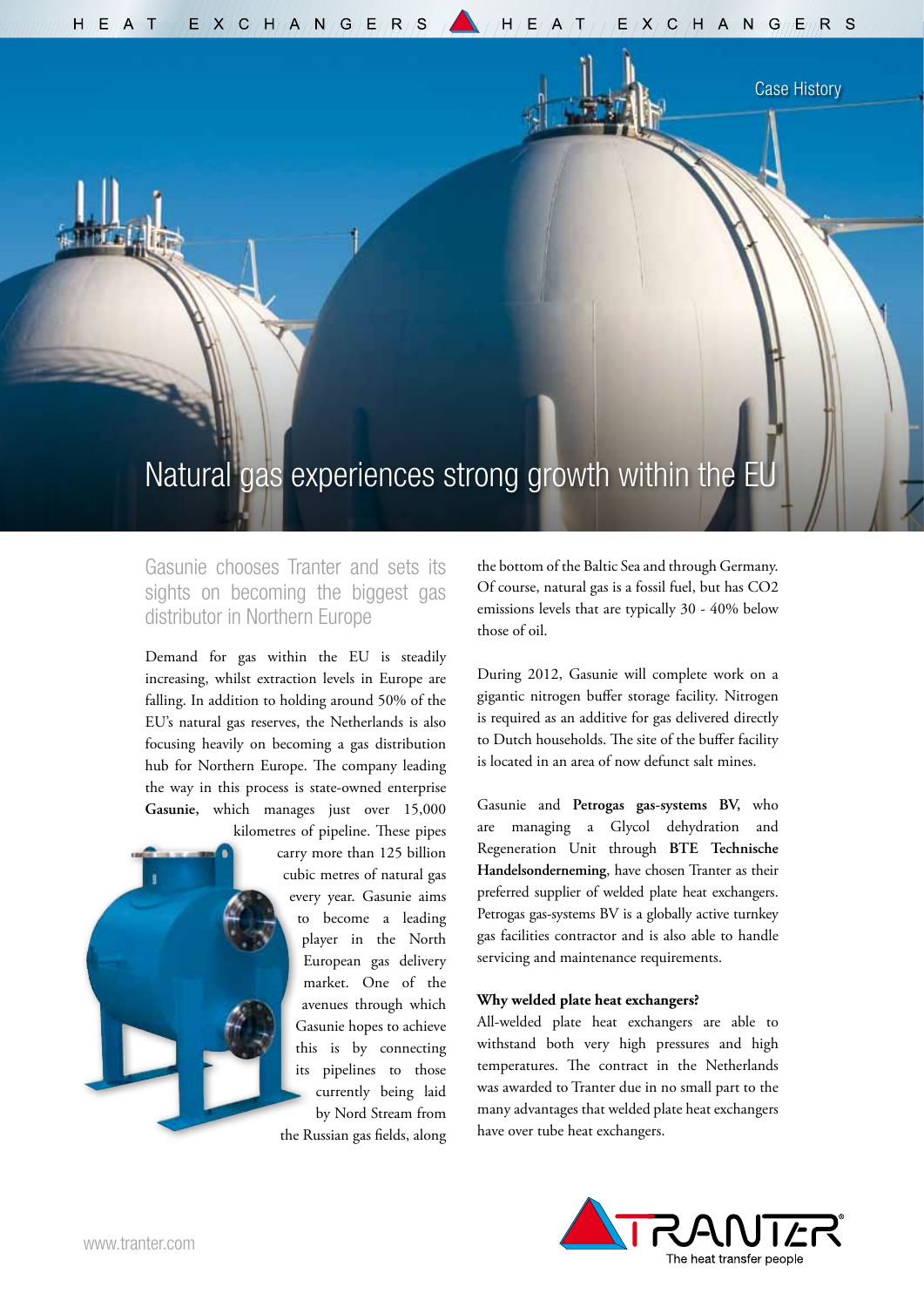Case History

# Natural gas experiences strong growth within the EU

## Gasunie chooses Tranter and sets its sights on becoming the biggest gas distributor in Northern Europe

Demand for gas within the EU is steadily increasing, whilst extraction levels in Europe are falling. In addition to holding around 50% of the EU's natural gas reserves, the Netherlands is also focusing heavily on becoming a gas distribution hub for Northern Europe. The company leading the way in this process is state-owned enterprise **Gasunie,** which manages just over 15,000 kilometres of pipeline. These pipes carry more than 125 billion cubic metres of natural gas every year. Gasunie aims to become a leading player in the North European gas delivery market. One of the avenues through which Gasunie hopes to achieve this is by connecting its pipelines to those currently being laid by Nord Stream from the Russian gas fields, along the bottom of the Baltic Sea and through Germany. Of course, natural gas is a fossil fuel, but has CO2 emissions levels that are typically 30 - 40% below those of oil.

During 2012, Gasunie will complete work on a gigantic nitrogen buffer storage facility. Nitrogen is required as an additive for gas delivered directly to Dutch households. The site of the buffer facility is located in an area of now defunct salt mines.

Gasunie and **Petrogas gas-systems BV**, who are managing a Glycol dehydration and Regeneration Unit through **BTE Technische Handelsonderneming**, have chosen Tranter as their preferred supplier of welded plate heat exchangers. Petrogas gas-systems BV is a globally active turnkey gas facilities contractor and is also able to handle servicing and maintenance requirements.

### Why welded plate heat exchangers?

All-welded plate heat exchangers are able to withstand both very high pressures and high temperatures. The contract in the Netherlands was awarded to Tranter due in no small part to the many advantages that welded plate heat exchangers have over tube heat exchangers.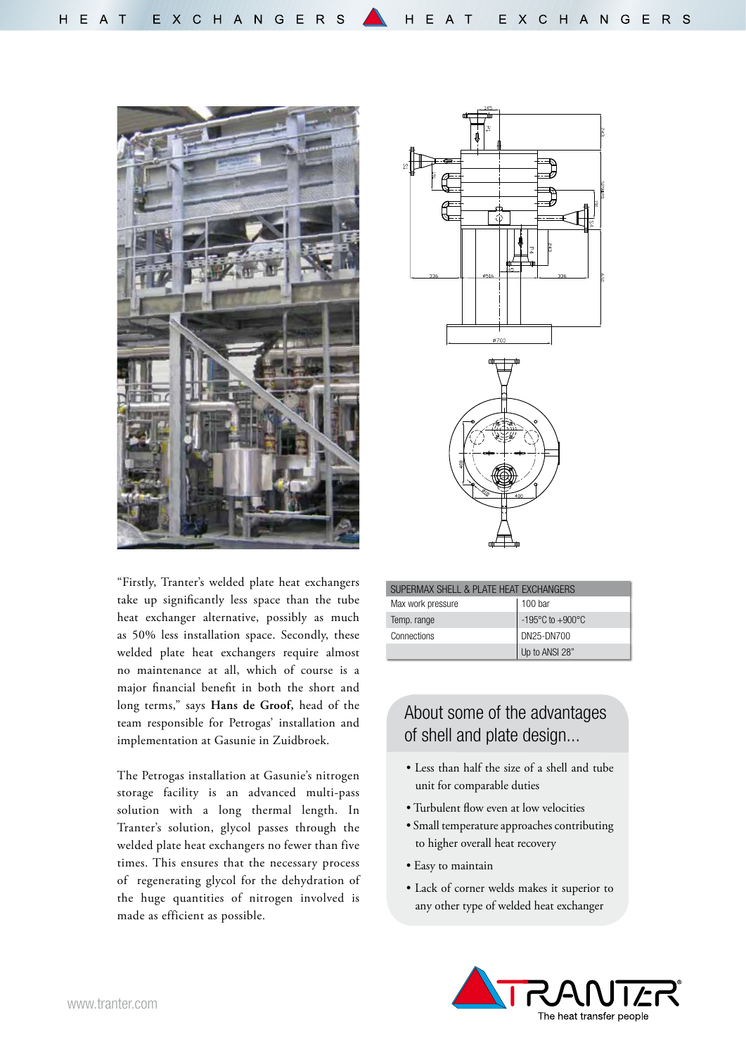"Firstly, Tranter's welded plate heat exchangers take up significantly less space than the tube heat exchanger alternative, possibly as much as 50% less installation space. Secondly, these welded plate heat exchangers require almost no maintenance at all, which of course is a major financial benefit in both the short and long terms," says **Hans de Groof**, head of the team responsible for Petrogas' installation and implementation at Gasunie in Zuidbroek.

The Petrogas installation at Gasunie's nitrogen storage facility is an advanced multi-pass solution with a long thermal length. In Tranter's solution, glycol passes through the welded plate heat exchangers no fewer than five times. This ensures that the necessary process of regenerating glycol for the dehydration of the huge quantities of nitrogen involved is made as efficient as possible.

| SUPERMAX SHELL & PLATE HEAT EXCHANGERS | |
|---|---|
| Max work pressure | 100 bar |
| Temp. range | -195°C to +900°C |
| Connections | DN25-DN700 |
| | Up to ANSI 28" |

## About some of the advantages of shell and plate design...

- Less than half the size of a shell and tube unit for comparable duties
- Turbulent flow even at low velocities
- Small temperature approaches contributing to higher overall heat recovery
- Easy to maintain
- Lack of corner welds makes it superior to any other type of welded heat exchanger

www.tranter.com

TRANTER® The heat transfer people